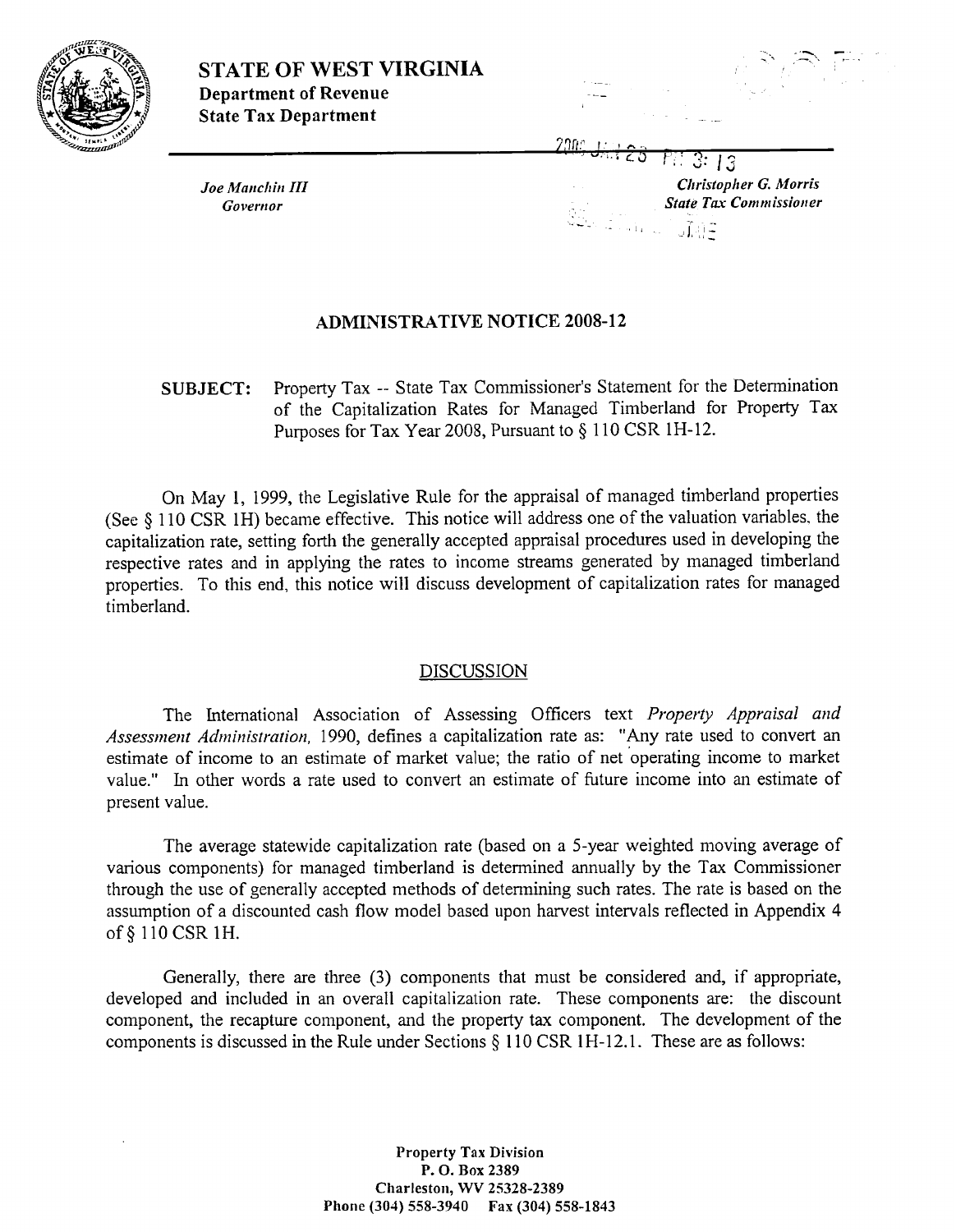# STATE OF WEST VIRGINIA

**Department of Revenue**
**State Tax Department**

*Joe Manchin III*
*Governor*

*Christopher G. Morris*
*State Tax Commissioner*

## ADMINISTRATIVE NOTICE 2008-12

**SUBJECT:** Property Tax -- State Tax Commissioner's Statement for the Determination of the Capitalization Rates for Managed Timberland for Property Tax Purposes for Tax Year 2008, Pursuant to § 110 CSR 1H-12.

On May 1, 1999, the Legislative Rule for the appraisal of managed timberland properties (See § 110 CSR 1H) became effective. This notice will address one of the valuation variables, the capitalization rate, setting forth the generally accepted appraisal procedures used in developing the respective rates and in applying the rates to income streams generated by managed timberland properties. To this end, this notice will discuss development of capitalization rates for managed timberland.

### DISCUSSION

The International Association of Assessing Officers text *Property Appraisal and Assessment Administration*, 1990, defines a capitalization rate as: "Any rate used to convert an estimate of income to an estimate of market value; the ratio of net operating income to market value." In other words a rate used to convert an estimate of future income into an estimate of present value.

The average statewide capitalization rate (based on a 5-year weighted moving average of various components) for managed timberland is determined annually by the Tax Commissioner through the use of generally accepted methods of determining such rates. The rate is based on the assumption of a discounted cash flow model based upon harvest intervals reflected in Appendix 4 of § 110 CSR 1H.

Generally, there are three (3) components that must be considered and, if appropriate, developed and included in an overall capitalization rate. These components are: the discount component, the recapture component, and the property tax component. The development of the components is discussed in the Rule under Sections § 110 CSR 1H-12.1. These are as follows:

Property Tax Division
P. O. Box 2389
Charleston, WV 25328-2389
Phone (304) 558-3940 Fax (304) 558-1843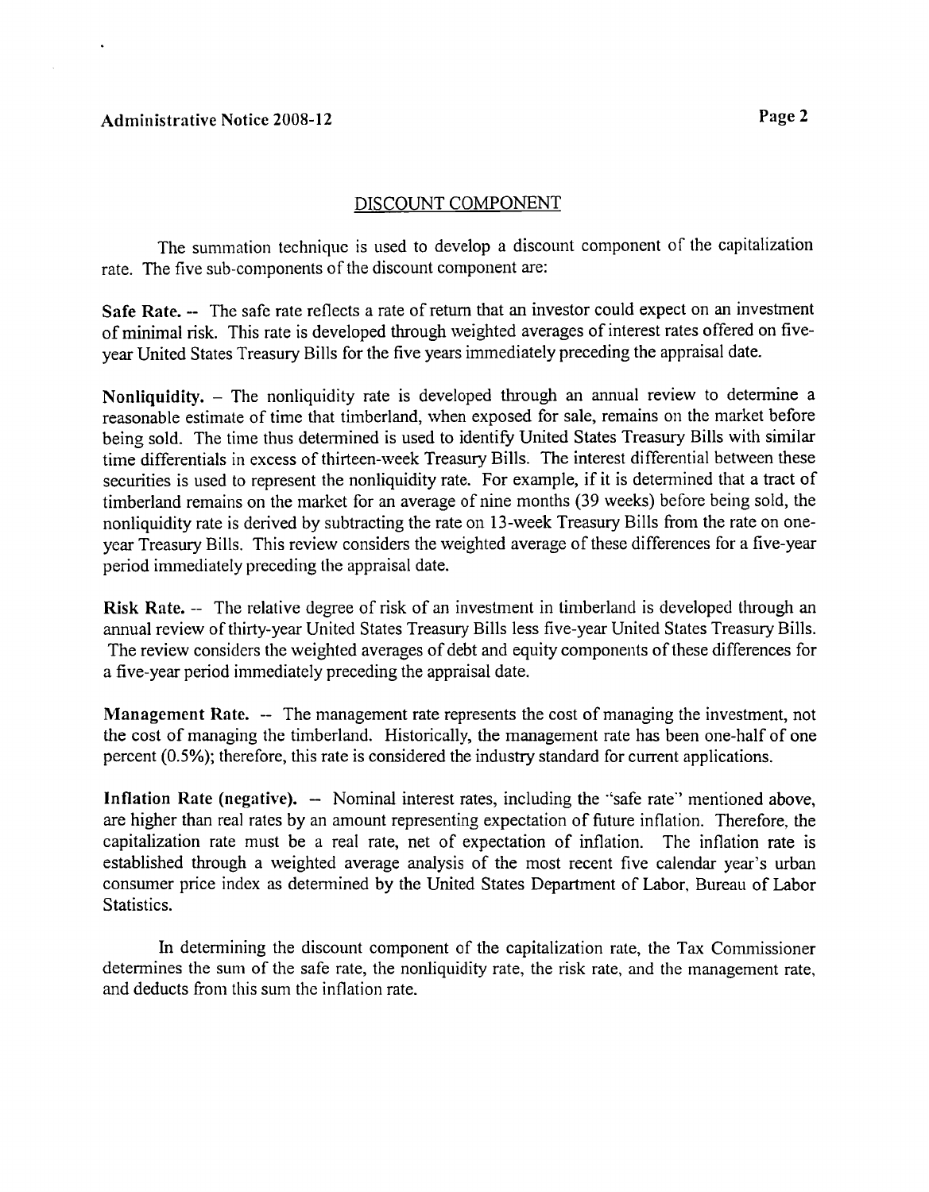## DISCOUNT COMPONENT

The summation technique is used to develop a discount component of the capitalization rate. The five sub-components of the discount component are:

**Safe Rate.** -- The safe rate reflects a rate of return that an investor could expect on an investment of minimal risk. This rate is developed through weighted averages of interest rates offered on five-year United States Treasury Bills for the five years immediately preceding the appraisal date.

**Nonliquidity.** – The nonliquidity rate is developed through an annual review to determine a reasonable estimate of time that timberland, when exposed for sale, remains on the market before being sold. The time thus determined is used to identify United States Treasury Bills with similar time differentials in excess of thirteen-week Treasury Bills. The interest differential between these securities is used to represent the nonliquidity rate. For example, if it is determined that a tract of timberland remains on the market for an average of nine months (39 weeks) before being sold, the nonliquidity rate is derived by subtracting the rate on 13-week Treasury Bills from the rate on one-year Treasury Bills. This review considers the weighted average of these differences for a five-year period immediately preceding the appraisal date.

**Risk Rate.** -- The relative degree of risk of an investment in timberland is developed through an annual review of thirty-year United States Treasury Bills less five-year United States Treasury Bills. The review considers the weighted averages of debt and equity components of these differences for a five-year period immediately preceding the appraisal date.

**Management Rate.** -- The management rate represents the cost of managing the investment, not the cost of managing the timberland. Historically, the management rate has been one-half of one percent (0.5%); therefore, this rate is considered the industry standard for current applications.

**Inflation Rate (negative).** -- Nominal interest rates, including the "safe rate" mentioned above, are higher than real rates by an amount representing expectation of future inflation. Therefore, the capitalization rate must be a real rate, net of expectation of inflation. The inflation rate is established through a weighted average analysis of the most recent five calendar year's urban consumer price index as determined by the United States Department of Labor, Bureau of Labor Statistics.

In determining the discount component of the capitalization rate, the Tax Commissioner determines the sum of the safe rate, the nonliquidity rate, the risk rate, and the management rate, and deducts from this sum the inflation rate.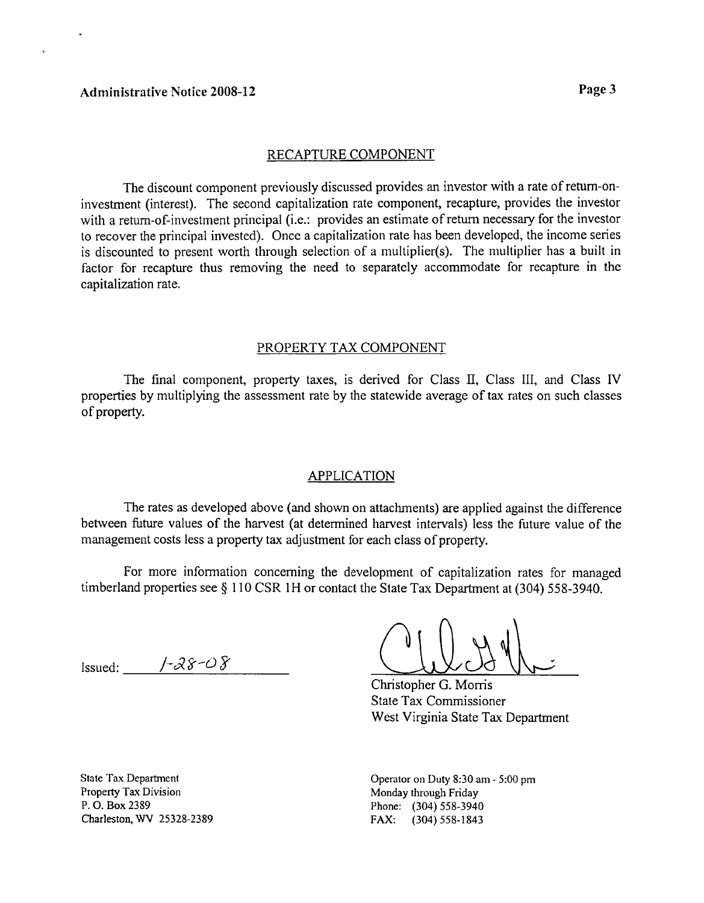## RECAPTURE COMPONENT

The discount component previously discussed provides an investor with a rate of return-on-investment (interest). The second capitalization rate component, recapture, provides the investor with a return-of-investment principal (i.e.: provides an estimate of return necessary for the investor to recover the principal invested). Once a capitalization rate has been developed, the income series is discounted to present worth through selection of a multiplier(s). The multiplier has a built in factor for recapture thus removing the need to separately accommodate for recapture in the capitalization rate.

## PROPERTY TAX COMPONENT

The final component, property taxes, is derived for Class II, Class III, and Class IV properties by multiplying the assessment rate by the statewide average of tax rates on such classes of property.

## APPLICATION

The rates as developed above (and shown on attachments) are applied against the difference between future values of the harvest (at determined harvest intervals) less the future value of the management costs less a property tax adjustment for each class of property.

For more information concerning the development of capitalization rates for managed timberland properties see § 110 CSR 1H or contact the State Tax Department at (304) 558-3940.

Issued: 1-28-08

Christopher G. Morris
State Tax Commissioner
West Virginia State Tax Department

State Tax Department
Property Tax Division
P. O. Box 2389
Charleston, WV 25328-2389

Operator on Duty 8:30 am - 5:00 pm
Monday through Friday
Phone: (304) 558-3940
FAX: (304) 558-1843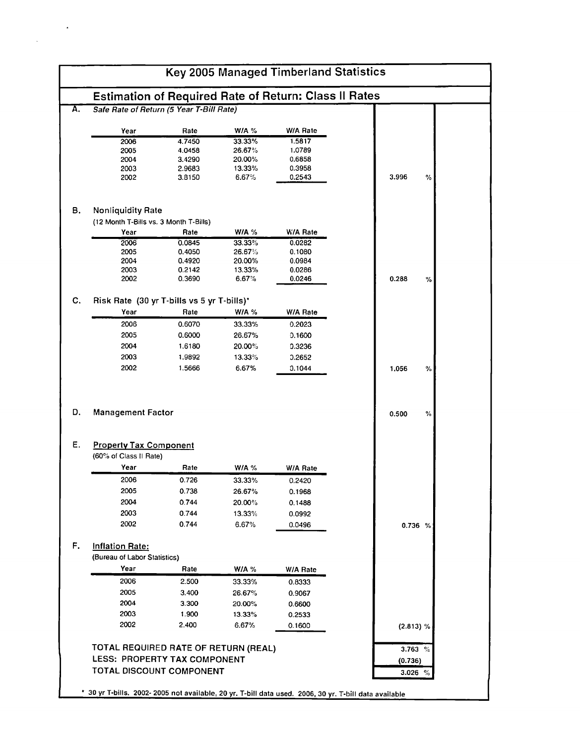# Key 2005 Managed Timberland Statistics

## Estimation of Required Rate of Return: Class II Rates

**A.** *Safe Rate of Return (5 Year T-Bill Rate)*

| Year | Rate | W/A % | W/A Rate |
|---|---|---|---|
| 2006 | 4.7450 | 33.33% | 1.5817 |
| 2005 | 4.0458 | 26.67% | 1.0789 |
| 2004 | 3.4290 | 20.00% | 0.6858 |
| 2003 | 2.9683 | 13.33% | 0.3958 |
| 2002 | 3.8150 | 6.67% | 0.2543 |

3.996 %

**B.** Nonliquidity Rate

(12 Month T-Bills vs. 3 Month T-Bills)

| Year | Rate | W/A % | W/A Rate |
|---|---|---|---|
| 2006 | 0.0845 | 33.33% | 0.0282 |
| 2005 | 0.4050 | 26.67% | 0.1080 |
| 2004 | 0.4920 | 20.00% | 0.0984 |
| 2003 | 0.2142 | 13.33% | 0.0286 |
| 2002 | 0.3690 | 6.67% | 0.0246 |

0.288 %

**C.** Risk Rate (30 yr T-bills vs 5 yr T-bills)*

| Year | Rate | W/A % | W/A Rate |
|---|---|---|---|
| 2006 | 0.6070 | 33.33% | 0.2023 |
| 2005 | 0.6000 | 26.67% | 0.1600 |
| 2004 | 1.6180 | 20.00% | 0.3236 |
| 2003 | 1.9892 | 13.33% | 0.2652 |
| 2002 | 1.5666 | 6.67% | 0.1044 |

1.056 %

**D.** Management Factor

0.500 %

**E.** Property Tax Component

(60% of Class II Rate)

| Year | Rate | W/A % | W/A Rate |
|---|---|---|---|
| 2006 | 0.726 | 33.33% | 0.2420 |
| 2005 | 0.738 | 26.67% | 0.1968 |
| 2004 | 0.744 | 20.00% | 0.1488 |
| 2003 | 0.744 | 13.33% | 0.0992 |
| 2002 | 0.744 | 6.67% | 0.0496 |

0.736 %

**F.** Inflation Rate:

(Bureau of Labor Statistics)

| Year | Rate | W/A % | W/A Rate |
|---|---|---|---|
| 2006 | 2.500 | 33.33% | 0.8333 |
| 2005 | 3.400 | 26.67% | 0.9067 |
| 2004 | 3.300 | 20.00% | 0.6600 |
| 2003 | 1.900 | 13.33% | 0.2533 |
| 2002 | 2.400 | 6.67% | 0.1600 |

(2.813) %

| | |
|---|---|
| TOTAL REQUIRED RATE OF RETURN (REAL) | 3.763 % |
| LESS: PROPERTY TAX COMPONENT | (0.736) |
| TOTAL DISCOUNT COMPONENT | 3.026 % |

* 30 yr T-bills. 2002- 2005 not available, 20 yr. T-bill data used. 2006, 30 yr. T-bill data available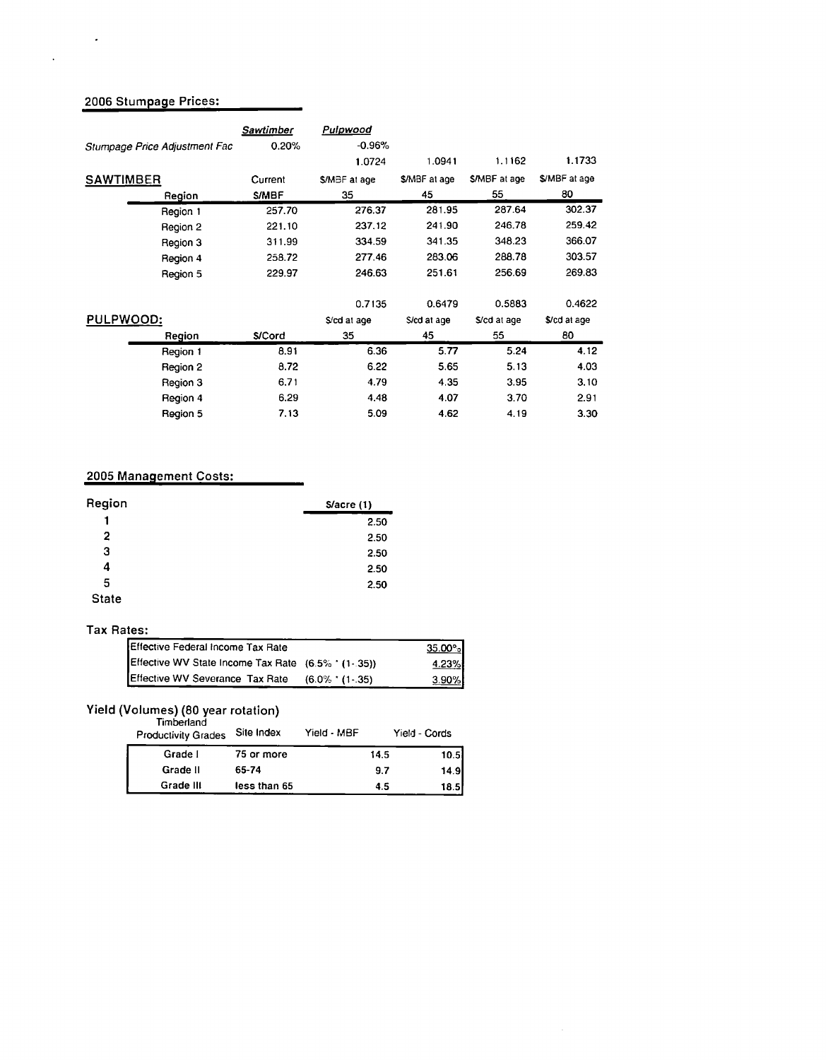## 2006 Stumpage Prices:

| | *Sawtimber* | *Pulpwood* | | | |
|---|---|---|---|---|---|
| *Stumpage Price Adjustment Fac* | 0.20% | -0.96% | | | |
| | | 1.0724 | 1.0941 | 1.1162 | 1.1733 |

| **SAWTIMBER** Region | Current $/MBF | $/MBF at age 35 | $/MBF at age 45 | $/MBF at age 55 | $/MBF at age 80 |
|---|---|---|---|---|---|
| Region 1 | 257.70 | 276.37 | 281.95 | 287.64 | 302.37 |
| Region 2 | 221.10 | 237.12 | 241.90 | 246.78 | 259.42 |
| Region 3 | 311.99 | 334.59 | 341.35 | 348.23 | 366.07 |
| Region 4 | 258.72 | 277.46 | 283.06 | 288.78 | 303.57 |
| Region 5 | 229.97 | 246.63 | 251.61 | 256.69 | 269.83 |

| | | 0.7135 | 0.6479 | 0.5883 | 0.4622 |
|---|---|---|---|---|---|
| **PULPWOOD:** Region | $/Cord | $/cd at age 35 | $/cd at age 45 | $/cd at age 55 | $/cd at age 80 |
| Region 1 | 8.91 | 6.36 | 5.77 | 5.24 | 4.12 |
| Region 2 | 8.72 | 6.22 | 5.65 | 5.13 | 4.03 |
| Region 3 | 6.71 | 4.79 | 4.35 | 3.95 | 3.10 |
| Region 4 | 6.29 | 4.48 | 4.07 | 3.70 | 2.91 |
| Region 5 | 7.13 | 5.09 | 4.62 | 4.19 | 3.30 |

## 2005 Management Costs:

| Region | $/acre (1) |
|---|---|
| 1 | 2.50 |
| 2 | 2.50 |
| 3 | 2.50 |
| 4 | 2.50 |
| 5 | 2.50 |
| State | |

## Tax Rates:

| | | |
|---|---|---|
| Effective Federal Income Tax Rate | | 35.00% |
| Effective WV State Income Tax Rate | (6.5% * (1-.35)) | 4.23% |
| Effective WV Severance Tax Rate | (6.0% * (1-.35) | 3.90% |

## Yield (Volumes) (80 year rotation)

| Timberland Productivity Grades | Site Index | Yield - MBF | Yield - Cords |
|---|---|---|---|
| Grade I | 75 or more | 14.5 | 10.5 |
| Grade II | 65-74 | 9.7 | 14.9 |
| Grade III | less than 65 | 4.5 | 18.5 |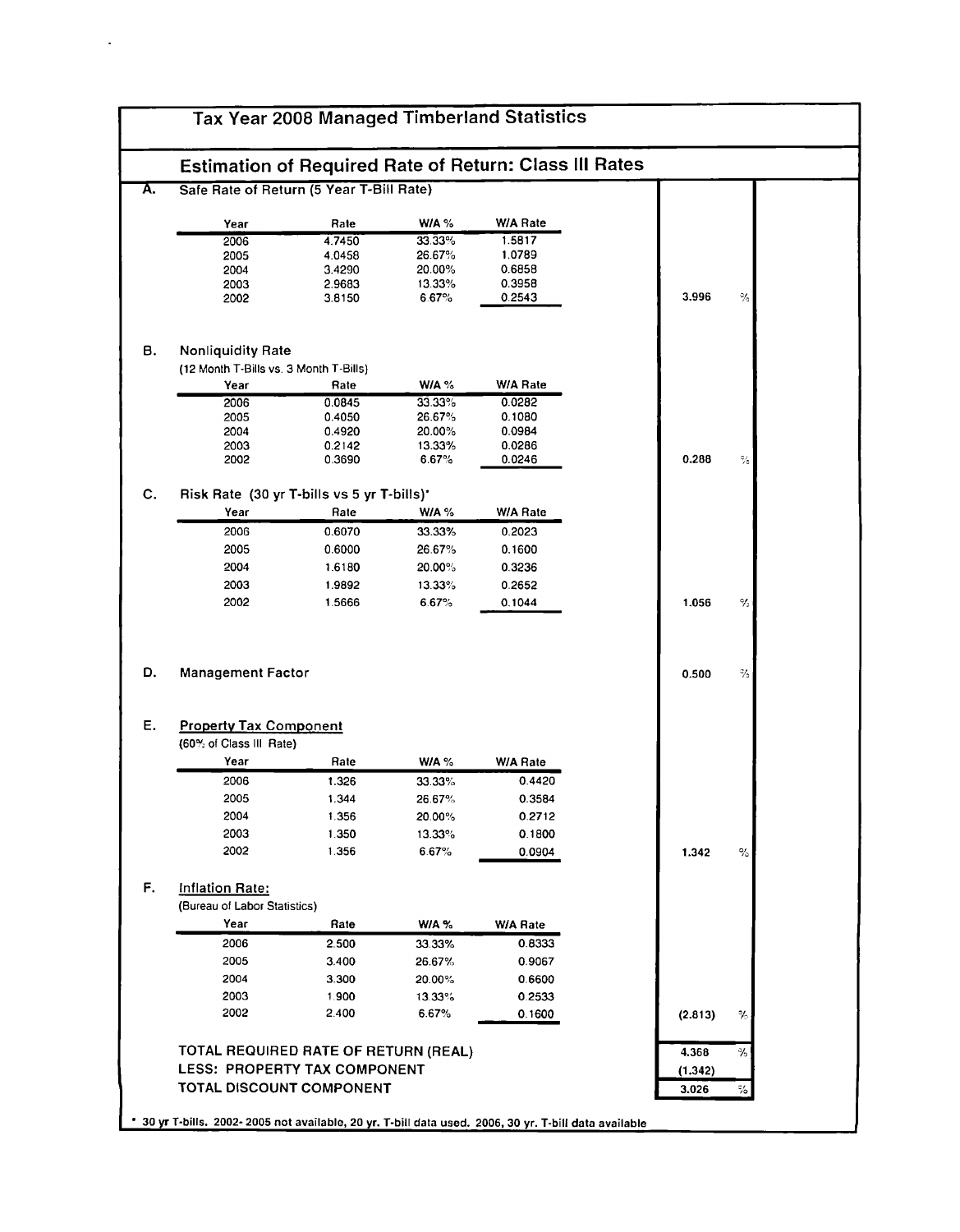# Tax Year 2008 Managed Timberland Statistics

## Estimation of Required Rate of Return: Class III Rates

### A. Safe Rate of Return (5 Year T-Bill Rate)

| Year | Rate | W/A % | W/A Rate |
|---|---|---|---|
| 2006 | 4.7450 | 33.33% | 1.5817 |
| 2005 | 4.0458 | 26.67% | 1.0789 |
| 2004 | 3.4290 | 20.00% | 0.6858 |
| 2003 | 2.9683 | 13.33% | 0.3958 |
| 2002 | 3.8150 | 6.67% | 0.2543 |

**3.996 %**

### B. Nonliquidity Rate

(12 Month T-Bills vs. 3 Month T-Bills)

| Year | Rate | W/A % | W/A Rate |
|---|---|---|---|
| 2006 | 0.0845 | 33.33% | 0.0282 |
| 2005 | 0.4050 | 26.67% | 0.1080 |
| 2004 | 0.4920 | 20.00% | 0.0984 |
| 2003 | 0.2142 | 13.33% | 0.0286 |
| 2002 | 0.3690 | 6.67% | 0.0246 |

**0.288 %**

### C. Risk Rate (30 yr T-bills vs 5 yr T-bills)*

| Year | Rate | W/A % | W/A Rate |
|---|---|---|---|
| 2006 | 0.6070 | 33.33% | 0.2023 |
| 2005 | 0.6000 | 26.67% | 0.1600 |
| 2004 | 1.6180 | 20.00% | 0.3236 |
| 2003 | 1.9892 | 13.33% | 0.2652 |
| 2002 | 1.5666 | 6.67% | 0.1044 |

**1.056 %**

### D. Management Factor

**0.500 %**

### E. Property Tax Component

(60% of Class III Rate)

| Year | Rate | W/A % | W/A Rate |
|---|---|---|---|
| 2006 | 1.326 | 33.33% | 0.4420 |
| 2005 | 1.344 | 26.67% | 0.3584 |
| 2004 | 1.356 | 20.00% | 0.2712 |
| 2003 | 1.350 | 13.33% | 0.1800 |
| 2002 | 1.356 | 6.67% | 0.0904 |

**1.342 %**

### F. Inflation Rate:

(Bureau of Labor Statistics)

| Year | Rate | W/A % | W/A Rate |
|---|---|---|---|
| 2006 | 2.500 | 33.33% | 0.8333 |
| 2005 | 3.400 | 26.67% | 0.9067 |
| 2004 | 3.300 | 20.00% | 0.6600 |
| 2003 | 1.900 | 13.33% | 0.2533 |
| 2002 | 2.400 | 6.67% | 0.1600 |

**(2.813) %**

| | | |
|---|---|---|
| TOTAL REQUIRED RATE OF RETURN (REAL) | 4.368 | % |
| LESS: PROPERTY TAX COMPONENT | (1.342) | |
| TOTAL DISCOUNT COMPONENT | 3.026 | % |

* 30 yr T-bills. 2002- 2005 not available, 20 yr. T-bill data used. 2006, 30 yr. T-bill data available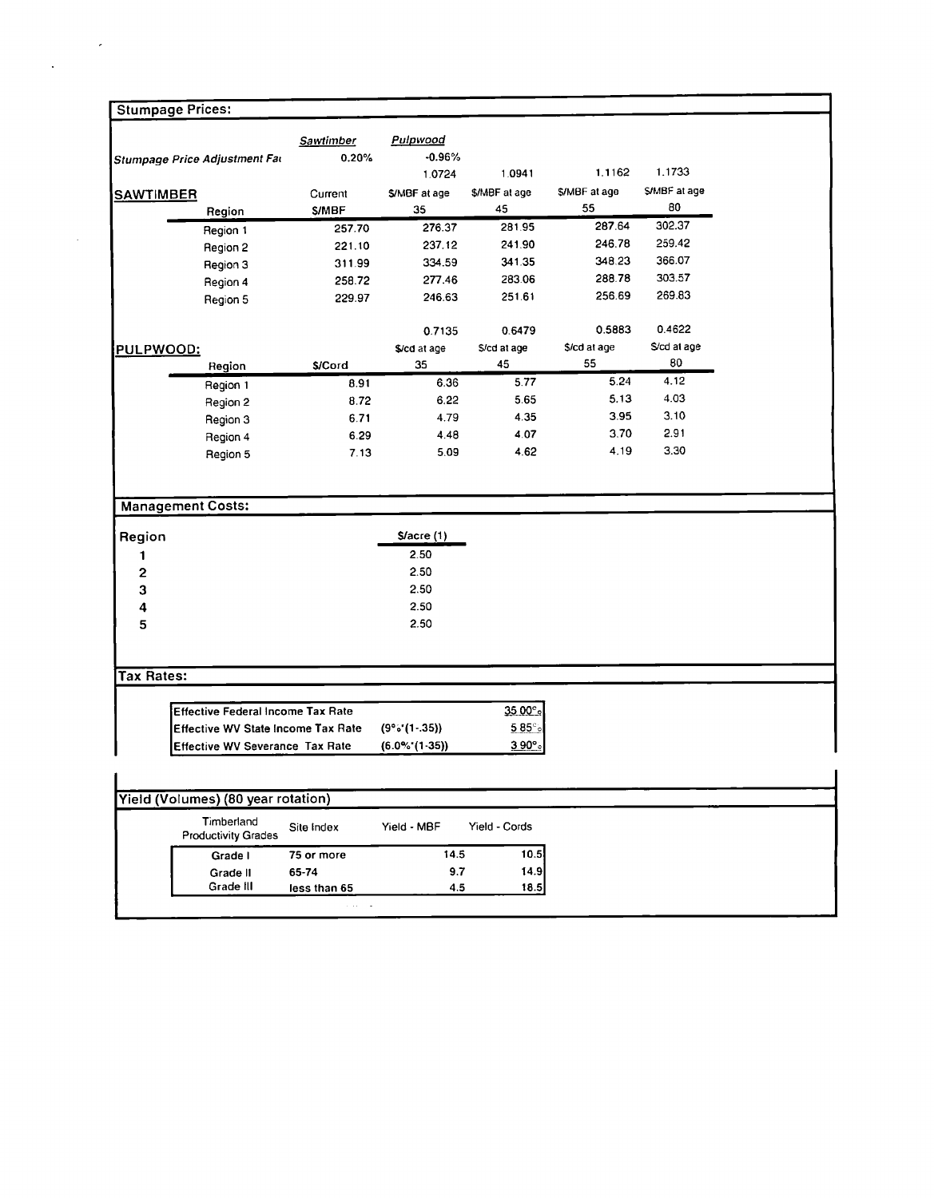## Stumpage Prices:

| | Sawtimber | Pulpwood | | | |
|---|---|---|---|---|---|
| *Stumpage Price Adjustment Fa* | 0.20% | -0.96% | | | |

| **SAWTIMBER** | | 1.0724 | 1.0941 | 1.1162 | 1.1733 |
|---|---|---|---|---|---|
| Region | Current $/MBF | $/MBF at age 35 | $/MBF at age 45 | $/MBF at age 55 | $/MBF at age 80 |
| Region 1 | 257.70 | 276.37 | 281.95 | 287.64 | 302.37 |
| Region 2 | 221.10 | 237.12 | 241.90 | 246.78 | 259.42 |
| Region 3 | 311.99 | 334.59 | 341.35 | 348.23 | 366.07 |
| Region 4 | 258.72 | 277.46 | 283.06 | 288.78 | 303.57 |
| Region 5 | 229.97 | 246.63 | 251.61 | 256.69 | 269.83 |

| **PULPWOOD:** | | 0.7135 | 0.6479 | 0.5883 | 0.4622 |
|---|---|---|---|---|---|
| Region | $/Cord | $/cd at age 35 | $/cd at age 45 | $/cd at age 55 | $/cd at age 80 |
| Region 1 | 8.91 | 6.36 | 5.77 | 5.24 | 4.12 |
| Region 2 | 8.72 | 6.22 | 5.65 | 5.13 | 4.03 |
| Region 3 | 6.71 | 4.79 | 4.35 | 3.95 | 3.10 |
| Region 4 | 6.29 | 4.48 | 4.07 | 3.70 | 2.91 |
| Region 5 | 7.13 | 5.09 | 4.62 | 4.19 | 3.30 |

## Management Costs:

| Region | $/acre (1) |
|---|---|
| 1 | 2.50 |
| 2 | 2.50 |
| 3 | 2.50 |
| 4 | 2.50 |
| 5 | 2.50 |

## Tax Rates:

| | | |
|---|---|---|
| Effective Federal Income Tax Rate | | 35.00% |
| Effective WV State Income Tax Rate | (9%*(1-.35)) | 5.85% |
| Effective WV Severance Tax Rate | (6.0%*(1-35)) | 3.90% |

## Yield (Volumes) (80 year rotation)

| Timberland Productivity Grades | Site Index | Yield - MBF | Yield - Cords |
|---|---|---|---|
| Grade I | 75 or more | 14.5 | 10.5 |
| Grade II | 65-74 | 9.7 | 14.9 |
| Grade III | less than 65 | 4.5 | 18.5 |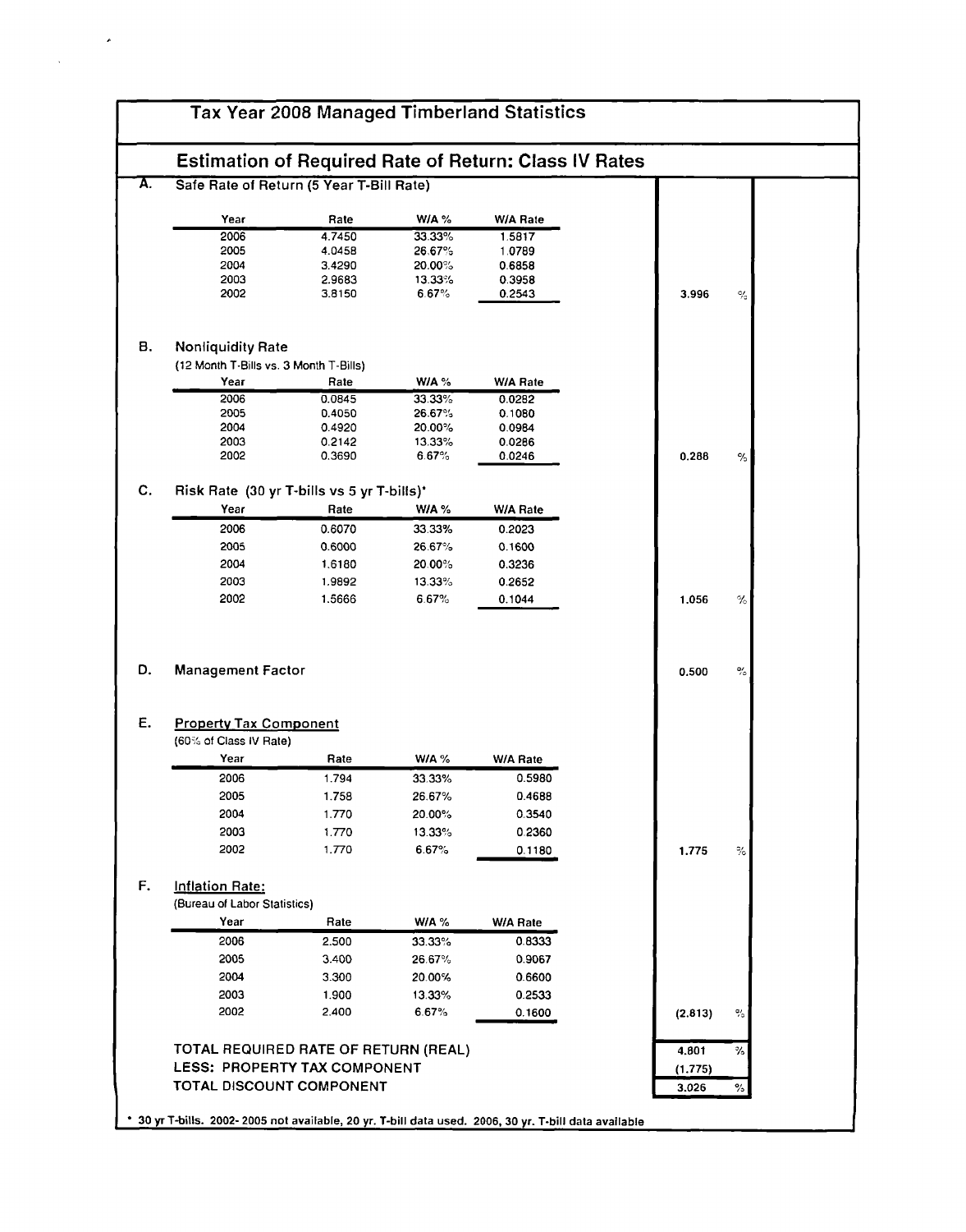# Tax Year 2008 Managed Timberland Statistics

## Estimation of Required Rate of Return: Class IV Rates

### A. Safe Rate of Return (5 Year T-Bill Rate)

| Year | Rate | W/A % | W/A Rate |
|---|---|---|---|
| 2006 | 4.7450 | 33.33% | 1.5817 |
| 2005 | 4.0458 | 26.67% | 1.0789 |
| 2004 | 3.4290 | 20.00% | 0.6858 |
| 2003 | 2.9683 | 13.33% | 0.3958 |
| 2002 | 3.8150 | 6.67% | 0.2543 |

**3.996 %**

### B. Nonliquidity Rate

(12 Month T-Bills vs. 3 Month T-Bills)

| Year | Rate | W/A % | W/A Rate |
|---|---|---|---|
| 2006 | 0.0845 | 33.33% | 0.0282 |
| 2005 | 0.4050 | 26.67% | 0.1080 |
| 2004 | 0.4920 | 20.00% | 0.0984 |
| 2003 | 0.2142 | 13.33% | 0.0286 |
| 2002 | 0.3690 | 6.67% | 0.0246 |

**0.288 %**

### C. Risk Rate (30 yr T-bills vs 5 yr T-bills)*

| Year | Rate | W/A % | W/A Rate |
|---|---|---|---|
| 2006 | 0.6070 | 33.33% | 0.2023 |
| 2005 | 0.6000 | 26.67% | 0.1600 |
| 2004 | 1.6180 | 20.00% | 0.3236 |
| 2003 | 1.9892 | 13.33% | 0.2652 |
| 2002 | 1.5666 | 6.67% | 0.1044 |

**1.056 %**

### D. Management Factor

**0.500 %**

### E. Property Tax Component

(60% of Class IV Rate)

| Year | Rate | W/A % | W/A Rate |
|---|---|---|---|
| 2006 | 1.794 | 33.33% | 0.5980 |
| 2005 | 1.758 | 26.67% | 0.4688 |
| 2004 | 1.770 | 20.00% | 0.3540 |
| 2003 | 1.770 | 13.33% | 0.2360 |
| 2002 | 1.770 | 6.67% | 0.1180 |

**1.775 %**

### F. Inflation Rate:

(Bureau of Labor Statistics)

| Year | Rate | W/A % | W/A Rate |
|---|---|---|---|
| 2006 | 2.500 | 33.33% | 0.8333 |
| 2005 | 3.400 | 26.67% | 0.9067 |
| 2004 | 3.300 | 20.00% | 0.6600 |
| 2003 | 1.900 | 13.33% | 0.2533 |
| 2002 | 2.400 | 6.67% | 0.1600 |

**(2.813) %**

| | | |
|---|---|---|
| TOTAL REQUIRED RATE OF RETURN (REAL) | 4.801 | % |
| LESS: PROPERTY TAX COMPONENT | (1.775) | |
| TOTAL DISCOUNT COMPONENT | 3.026 | % |

\* 30 yr T-bills. 2002- 2005 not available, 20 yr. T-bill data used. 2006, 30 yr. T-bill data available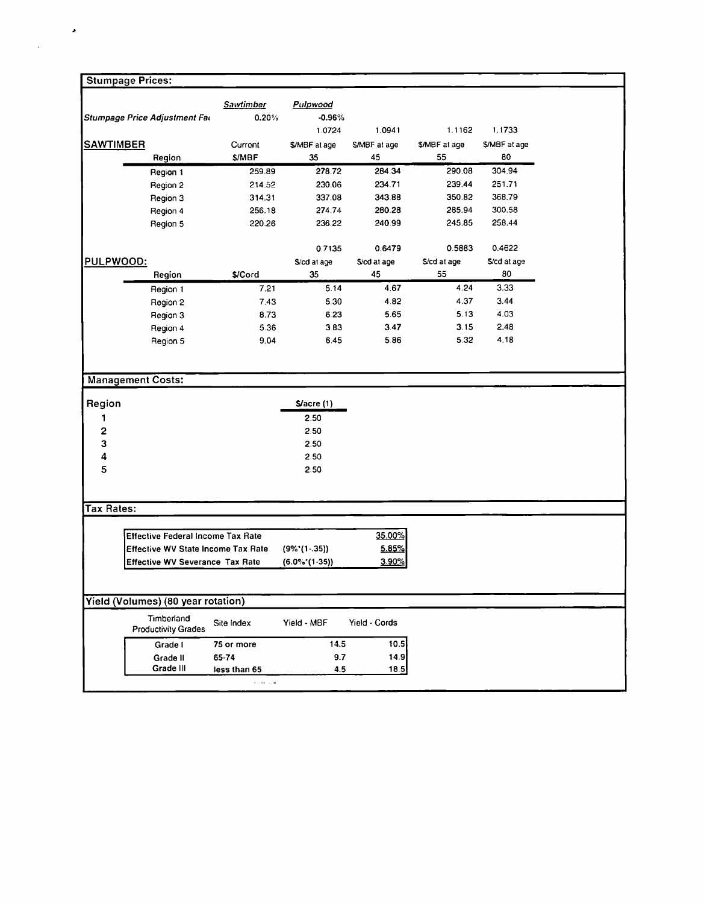## Stumpage Prices:

| | Sawtimber | Pulpwood |
|---|---|---|
| *Stumpage Price Adjustment Fa* | 0.20% | -0.96% |

| SAWTIMBER | | 1.0724 | 1.0941 | 1.1162 | 1.1733 |
|---|---|---|---|---|---|
| | Current | $/MBF at age | $/MBF at age | $/MBF at age | $/MBF at age |
| Region | $/MBF | 35 | 45 | 55 | 80 |
| Region 1 | 259.89 | 278.72 | 284.34 | 290.08 | 304.94 |
| Region 2 | 214.52 | 230.06 | 234.71 | 239.44 | 251.71 |
| Region 3 | 314.31 | 337.08 | 343.88 | 350.82 | 368.79 |
| Region 4 | 256.18 | 274.74 | 280.28 | 285.94 | 300.58 |
| Region 5 | 220.26 | 236.22 | 240.99 | 245.85 | 258.44 |

| PULPWOOD: | | 0.7135 | 0.6479 | 0.5883 | 0.4622 |
|---|---|---|---|---|---|
| | | $/cd at age | $/cd at age | $/cd at age | $/cd at age |
| Region | $/Cord | 35 | 45 | 55 | 80 |
| Region 1 | 7.21 | 5.14 | 4.67 | 4.24 | 3.33 |
| Region 2 | 7.43 | 5.30 | 4.82 | 4.37 | 3.44 |
| Region 3 | 8.73 | 6.23 | 5.65 | 5.13 | 4.03 |
| Region 4 | 5.36 | 3.83 | 3.47 | 3.15 | 2.48 |
| Region 5 | 9.04 | 6.45 | 5.86 | 5.32 | 4.18 |

## Management Costs:

| Region | $/acre (1) |
|---|---|
| 1 | 2.50 |
| 2 | 2.50 |
| 3 | 2.50 |
| 4 | 2.50 |
| 5 | 2.50 |

## Tax Rates:

| | | |
|---|---|---|
| Effective Federal Income Tax Rate | | 35.00% |
| Effective WV State Income Tax Rate | (9%*(1-.35)) | 5.85% |
| Effective WV Severance Tax Rate | (6.0%*(1-35)) | 3.90% |

## Yield (Volumes) (80 year rotation)

| Timberland Productivity Grades | Site Index | Yield - MBF | Yield - Cords |
|---|---|---|---|
| Grade I | 75 or more | 14.5 | 10.5 |
| Grade II | 65-74 | 9.7 | 14.9 |
| Grade III | less than 65 | 4.5 | 18.5 |